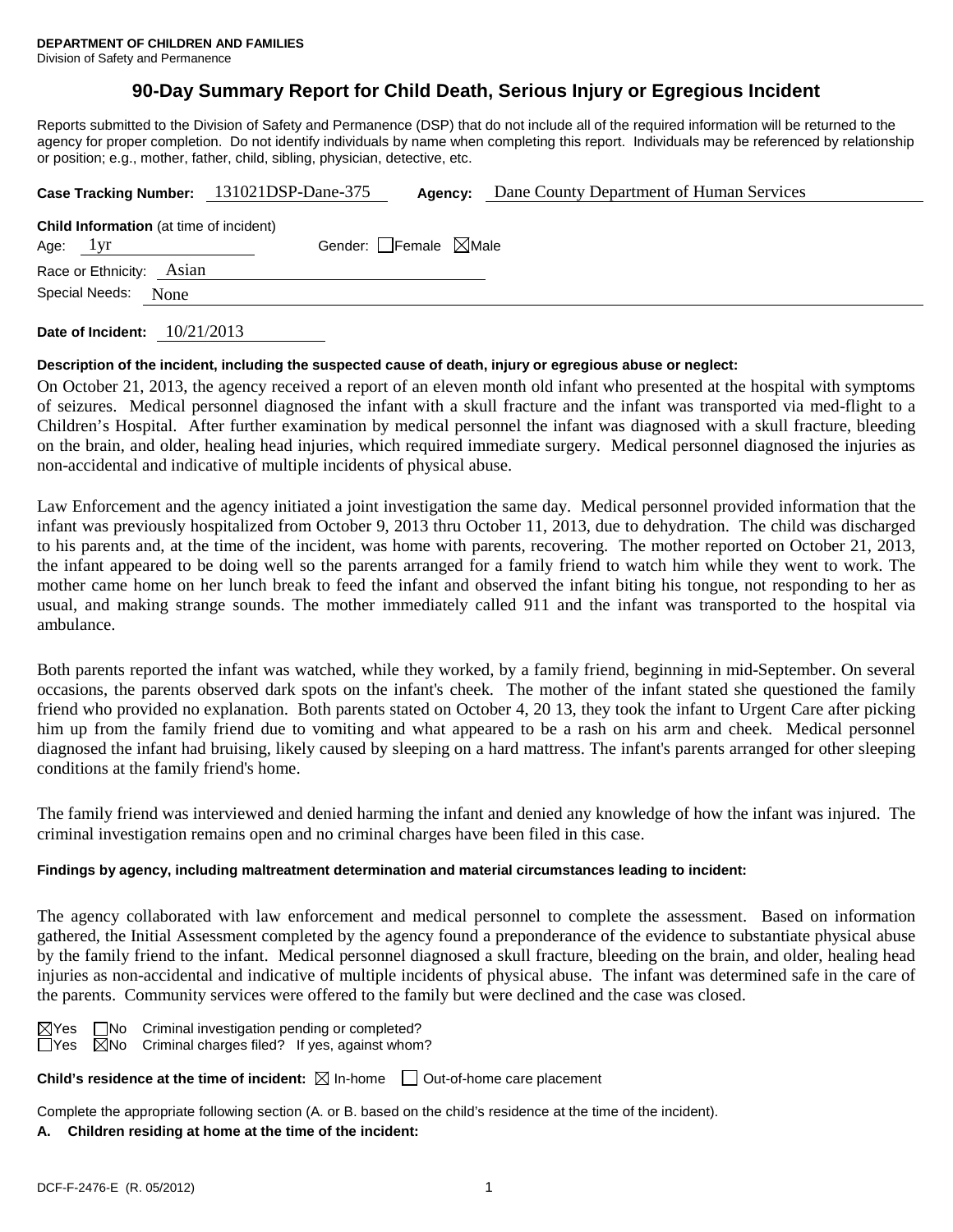**DEPARTMENT OF CHILDREN AND FAMILIES**
Division of Safety and Permanence

# 90-Day Summary Report for Child Death, Serious Injury or Egregious Incident

Reports submitted to the Division of Safety and Permanence (DSP) that do not include all of the required information will be returned to the agency for proper completion. Do not identify individuals by name when completing this report. Individuals may be referenced by relationship or position; e.g., mother, father, child, sibling, physician, detective, etc.

**Case Tracking Number:** 131021DSP-Dane-375 **Agency:** Dane County Department of Human Services

**Child Information** (at time of incident)
Age: 1yr Gender: ☐Female ☒Male
Race or Ethnicity: Asian
Special Needs: None

**Date of Incident:** 10/21/2013

**Description of the incident, including the suspected cause of death, injury or egregious abuse or neglect:**

On October 21, 2013, the agency received a report of an eleven month old infant who presented at the hospital with symptoms of seizures. Medical personnel diagnosed the infant with a skull fracture and the infant was transported via med-flight to a Children's Hospital. After further examination by medical personnel the infant was diagnosed with a skull fracture, bleeding on the brain, and older, healing head injuries, which required immediate surgery. Medical personnel diagnosed the injuries as non-accidental and indicative of multiple incidents of physical abuse.

Law Enforcement and the agency initiated a joint investigation the same day. Medical personnel provided information that the infant was previously hospitalized from October 9, 2013 thru October 11, 2013, due to dehydration. The child was discharged to his parents and, at the time of the incident, was home with parents, recovering. The mother reported on October 21, 2013, the infant appeared to be doing well so the parents arranged for a family friend to watch him while they went to work. The mother came home on her lunch break to feed the infant and observed the infant biting his tongue, not responding to her as usual, and making strange sounds. The mother immediately called 911 and the infant was transported to the hospital via ambulance.

Both parents reported the infant was watched, while they worked, by a family friend, beginning in mid-September. On several occasions, the parents observed dark spots on the infant's cheek. The mother of the infant stated she questioned the family friend who provided no explanation. Both parents stated on October 4, 20 13, they took the infant to Urgent Care after picking him up from the family friend due to vomiting and what appeared to be a rash on his arm and cheek. Medical personnel diagnosed the infant had bruising, likely caused by sleeping on a hard mattress. The infant's parents arranged for other sleeping conditions at the family friend's home.

The family friend was interviewed and denied harming the infant and denied any knowledge of how the infant was injured. The criminal investigation remains open and no criminal charges have been filed in this case.

**Findings by agency, including maltreatment determination and material circumstances leading to incident:**

The agency collaborated with law enforcement and medical personnel to complete the assessment. Based on information gathered, the Initial Assessment completed by the agency found a preponderance of the evidence to substantiate physical abuse by the family friend to the infant. Medical personnel diagnosed a skull fracture, bleeding on the brain, and older, healing head injuries as non-accidental and indicative of multiple incidents of physical abuse. The infant was determined safe in the care of the parents. Community services were offered to the family but were declined and the case was closed.

☒Yes ☐No Criminal investigation pending or completed?
☐Yes ☒No Criminal charges filed? If yes, against whom?

**Child's residence at the time of incident:** ☒ In-home ☐ Out-of-home care placement

Complete the appropriate following section (A. or B. based on the child's residence at the time of the incident).

**A. Children residing at home at the time of the incident:**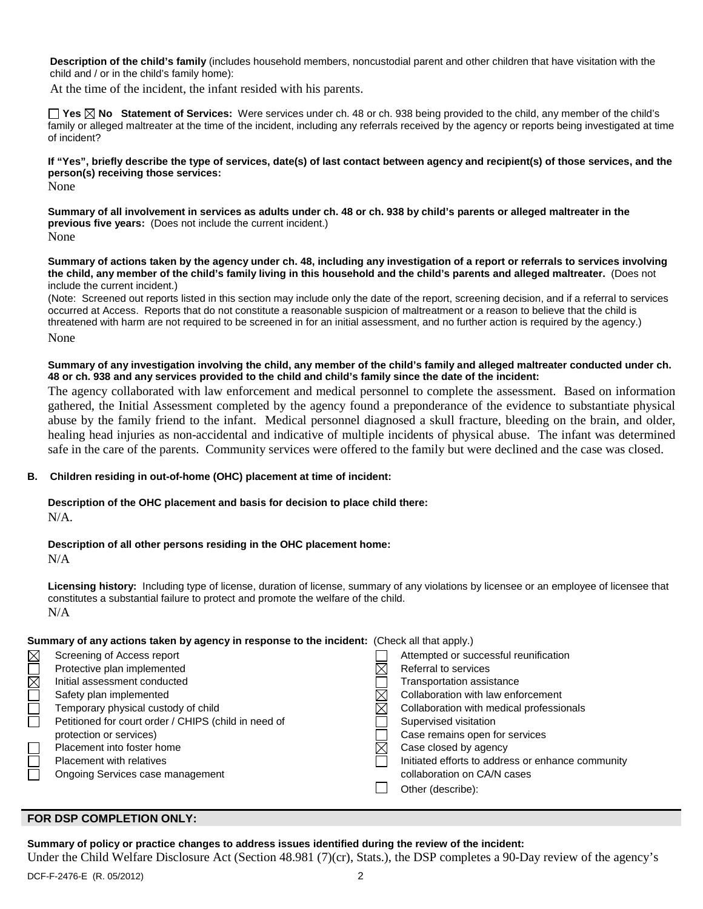**Description of the child's family** (includes household members, noncustodial parent and other children that have visitation with the child and / or in the child's family home):

At the time of the incident, the infant resided with his parents.

☐ **Yes** ☒ **No** **Statement of Services:** Were services under ch. 48 or ch. 938 being provided to the child, any member of the child's family or alleged maltreater at the time of the incident, including any referrals received by the agency or reports being investigated at time of incident?

**If "Yes", briefly describe the type of services, date(s) of last contact between agency and recipient(s) of those services, and the person(s) receiving those services:**

None

**Summary of all involvement in services as adults under ch. 48 or ch. 938 by child's parents or alleged maltreater in the previous five years:** (Does not include the current incident.)

None

**Summary of actions taken by the agency under ch. 48, including any investigation of a report or referrals to services involving the child, any member of the child's family living in this household and the child's parents and alleged maltreater.** (Does not include the current incident.)

(Note: Screened out reports listed in this section may include only the date of the report, screening decision, and if a referral to services occurred at Access. Reports that do not constitute a reasonable suspicion of maltreatment or a reason to believe that the child is threatened with harm are not required to be screened in for an initial assessment, and no further action is required by the agency.)

None

**Summary of any investigation involving the child, any member of the child's family and alleged maltreater conducted under ch. 48 or ch. 938 and any services provided to the child and child's family since the date of the incident:**

The agency collaborated with law enforcement and medical personnel to complete the assessment. Based on information gathered, the Initial Assessment completed by the agency found a preponderance of the evidence to substantiate physical abuse by the family friend to the infant. Medical personnel diagnosed a skull fracture, bleeding on the brain, and older, healing head injuries as non-accidental and indicative of multiple incidents of physical abuse. The infant was determined safe in the care of the parents. Community services were offered to the family but were declined and the case was closed.

**B. Children residing in out-of-home (OHC) placement at time of incident:**

**Description of the OHC placement and basis for decision to place child there:**

N/A.

**Description of all other persons residing in the OHC placement home:**

N/A

**Licensing history:** Including type of license, duration of license, summary of any violations by licensee or an employee of licensee that constitutes a substantial failure to protect and promote the welfare of the child.

N/A

**Summary of any actions taken by agency in response to the incident:** (Check all that apply.)

- ☒ Screening of Access report
- ☐ Protective plan implemented
- ☒ Initial assessment conducted
- ☐ Safety plan implemented
- ☐ Temporary physical custody of child
- ☐ Petitioned for court order / CHIPS (child in need of protection or services)
- ☐ Placement into foster home
- ☐ Placement with relatives
- ☐ Ongoing Services case management
- ☐ Attempted or successful reunification
- ☒ Referral to services
- ☐ Transportation assistance
- ☒ Collaboration with law enforcement
- ☒ Collaboration with medical professionals
- ☐ Supervised visitation
- ☐ Case remains open for services
- ☒ Case closed by agency
- ☐ Initiated efforts to address or enhance community collaboration on CA/N cases
- ☐ Other (describe):

## FOR DSP COMPLETION ONLY:

**Summary of policy or practice changes to address issues identified during the review of the incident:**

Under the Child Welfare Disclosure Act (Section 48.981 (7)(cr), Stats.), the DSP completes a 90-Day review of the agency's

DCF-F-2476-E (R. 05/2012)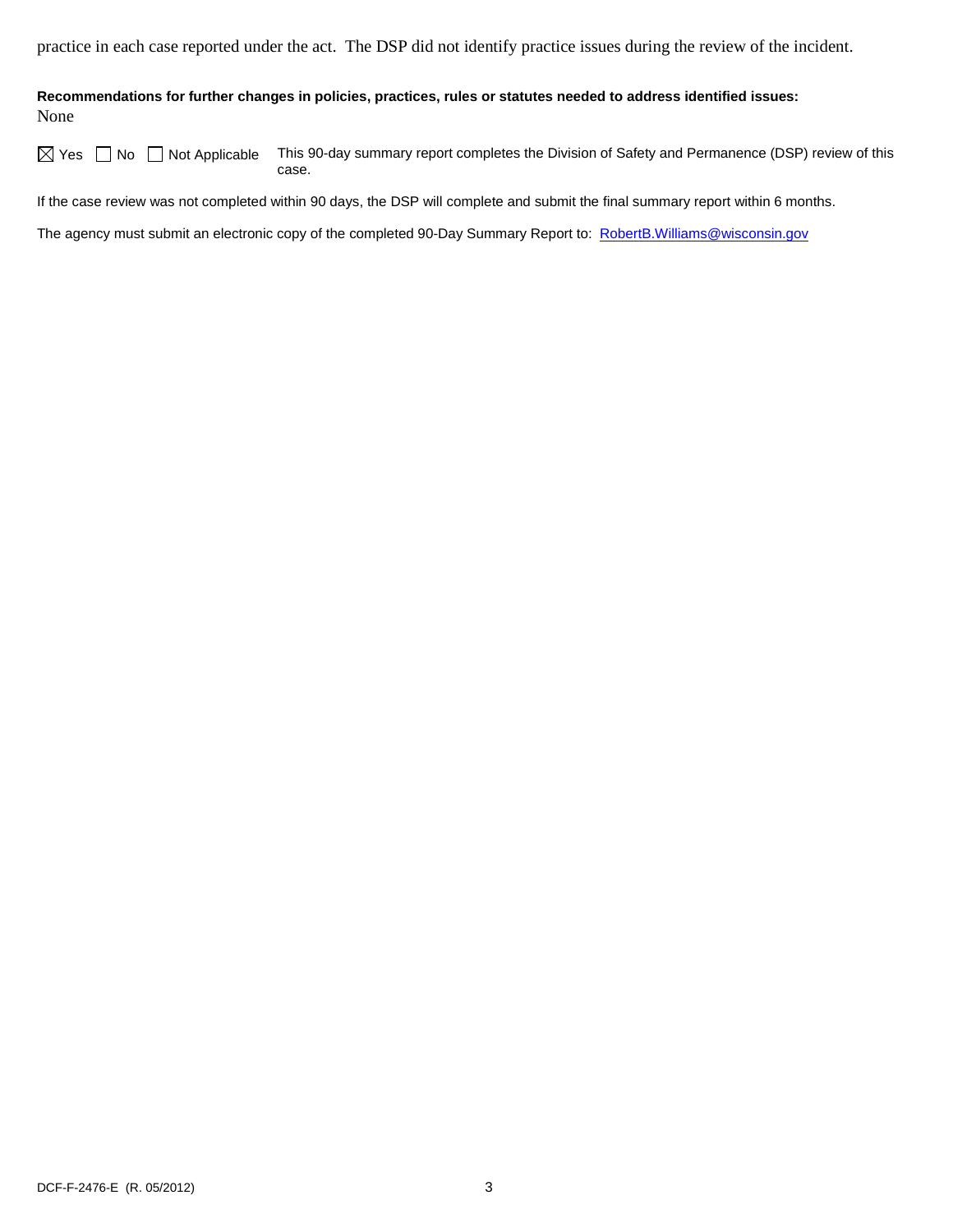practice in each case reported under the act. The DSP did not identify practice issues during the review of the incident.

**Recommendations for further changes in policies, practices, rules or statutes needed to address identified issues:**
None

☒ Yes ☐ No ☐ Not Applicable This 90-day summary report completes the Division of Safety and Permanence (DSP) review of this case.

If the case review was not completed within 90 days, the DSP will complete and submit the final summary report within 6 months.

The agency must submit an electronic copy of the completed 90-Day Summary Report to: RobertB.Williams@wisconsin.gov

DCF-F-2476-E (R. 05/2012)